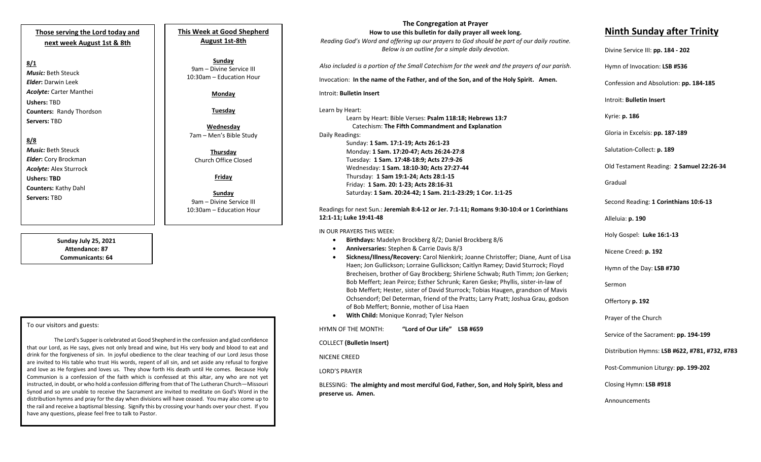## Those serving the Lord today and next week August 1st & 8th

**8/1**

***Music:*** Beth Steuck
***Elder*:** Darwin Leek
***Acolyte:*** Carter Manthei
**Ushers:** TBD
**Counters:** Randy Thordson
**Servers:** TBD

**8/8**

***Music:*** Beth Steuck
***Elder*:** Cory Brockman
***Acolyte:*** Alex Sturrock
**Ushers: TBD**
**Counters:** Kathy Dahl
**Servers:** TBD

**Sunday July 25, 2021**
**Attendance: 87**
**Communicants: 64**

## This Week at Good Shepherd August 1st-8th

**Sunday**
9am – Divine Service III
10:30am – Education Hour

**Monday**

**Tuesday**

**Wednesday**
7am – Men's Bible Study

**Thursday**
Church Office Closed

**Friday**

**Sunday**
9am – Divine Service III
10:30am – Education Hour

To our visitors and guests:

The Lord's Supper is celebrated at Good Shepherd in the confession and glad confidence that our Lord, as He says, gives not only bread and wine, but His very body and blood to eat and drink for the forgiveness of sin. In joyful obedience to the clear teaching of our Lord Jesus those are invited to His table who trust His words, repent of all sin, and set aside any refusal to forgive and love as He forgives and loves us. They show forth His death until He comes. Because Holy Communion is a confession of the faith which is confessed at this altar, any who are not yet instructed, in doubt, or who hold a confession differing from that of The Lutheran Church—Missouri Synod and so are unable to receive the Sacrament are invited to meditate on God's Word in the distribution hymns and pray for the day when divisions will have ceased. You may also come up to the rail and receive a baptismal blessing. Signify this by crossing your hands over your chest. If you have any questions, please feel free to talk to Pastor.

## The Congregation at Prayer

**How to use this bulletin for daily prayer all week long.**

*Reading God's Word and offering up our prayers to God should be part of our daily routine. Below is an outline for a simple daily devotion.*

*Also included is a portion of the Small Catechism for the week and the prayers of our parish.*

Invocation: **In the name of the Father, and of the Son, and of the Holy Spirit. Amen.**

Introit: **Bulletin Insert**

Learn by Heart:
Learn by Heart: Bible Verses: **Psalm 118:18; Hebrews 13:7**
Catechism: **The Fifth Commandment and Explanation**

Daily Readings:
Sunday: **1 Sam. 17:1-19; Acts 26:1-23**
Monday: **1 Sam. 17:20-47; Acts 26:24-27:8**
Tuesday: **1 Sam. 17:48-18:9; Acts 27:9-26**
Wednesday: **1 Sam. 18:10-30; Acts 27:27-44**
Thursday: **1 Sam 19:1-24; Acts 28:1-15**
Friday: **1 Sam. 20: 1-23; Acts 28:16-31**
Saturday: **1 Sam. 20:24-42; 1 Sam. 21:1-23:29; 1 Cor. 1:1-25**

Readings for next Sun.: **Jeremiah 8:4-12 or Jer. 7:1-11; Romans 9:30-10:4 or 1 Corinthians 12:1-11; Luke 19:41-48**

IN OUR PRAYERS THIS WEEK:

- **Birthdays:** Madelyn Brockberg 8/2; Daniel Brockberg 8/6
- **Anniversaries:** Stephen & Carrie Davis 8/3
- **Sickness/Illness/Recovery:** Carol Nienkirk; Joanne Christoffer; Diane, Aunt of Lisa Haen; Jon Gullickson; Lorraine Gullickson; Caitlyn Ramey; David Sturrock; Floyd Brecheisen, brother of Gay Brockberg; Shirlene Schwab; Ruth Timm; Jon Gerken; Bob Meffert; Jean Peirce; Esther Schrunk; Karen Geske; Phyllis, sister-in-law of Bob Meffert; Hester, sister of David Sturrock; Tobias Haugen, grandson of Mavis Ochsendorf; Del Determan, friend of the Pratts; Larry Pratt; Joshua Grau, godson of Bob Meffert; Bonnie, mother of Lisa Haen
- **With Child:** Monique Konrad; Tyler Nelson

HYMN OF THE MONTH: **"Lord of Our Life" LSB #659**

COLLECT **(Bulletin Insert)**

NICENE CREED

LORD'S PRAYER

BLESSING: **The almighty and most merciful God, Father, Son, and Holy Spirit, bless and preserve us. Amen.**

## Ninth Sunday after Trinity

Divine Service III: **pp. 184 - 202**

Hymn of Invocation: **LSB #536**

Confession and Absolution: **pp. 184-185**

Introit: **Bulletin Insert**

Kyrie: **p. 186**

Gloria in Excelsis: **pp. 187-189**

Salutation-Collect: **p. 189**

Old Testament Reading: **2 Samuel 22:26-34**

Gradual

Second Reading: **1 Corinthians 10:6-13**

Alleluia: **p. 190**

Holy Gospel: **Luke 16:1-13**

Nicene Creed: **p. 192**

Hymn of the Day: **LSB #730**

Sermon

Offertory **p. 192**

Prayer of the Church

Service of the Sacrament: **pp. 194-199**

Distribution Hymns: **LSB #622, #781, #732, #783**

Post-Communion Liturgy: **pp. 199-202**

Closing Hymn: **LSB #918**

Announcements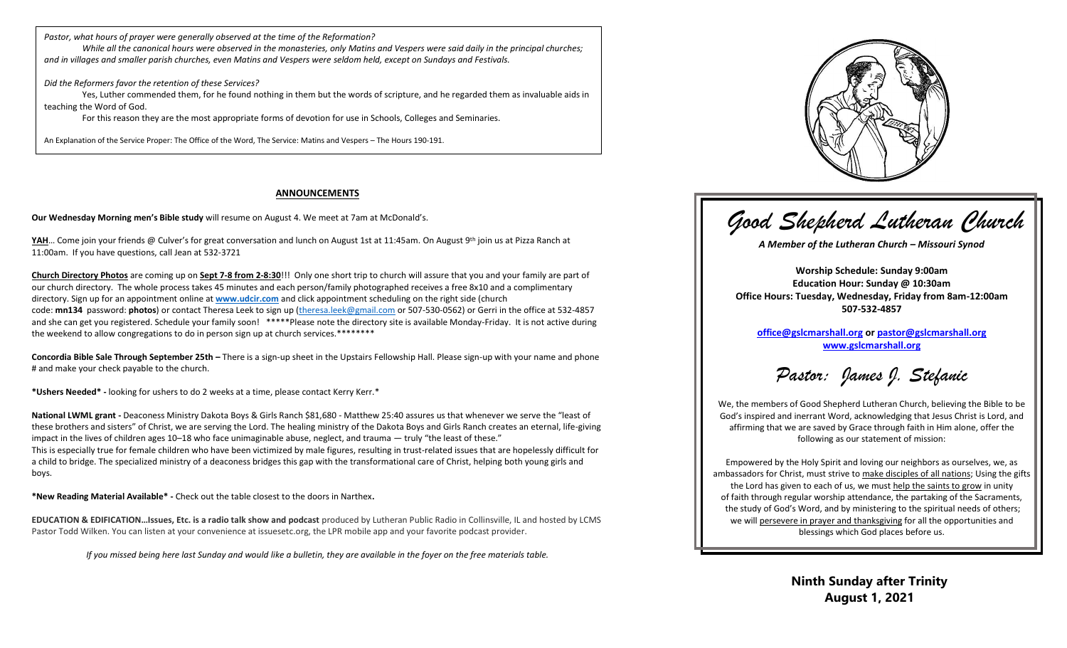*Pastor, what hours of prayer were generally observed at the time of the Reformation?*

*While all the canonical hours were observed in the monasteries, only Matins and Vespers were said daily in the principal churches; and in villages and smaller parish churches, even Matins and Vespers were seldom held, except on Sundays and Festivals.*

*Did the Reformers favor the retention of these Services?*

Yes, Luther commended them, for he found nothing in them but the words of scripture, and he regarded them as invaluable aids in teaching the Word of God.

For this reason they are the most appropriate forms of devotion for use in Schools, Colleges and Seminaries.

An Explanation of the Service Proper: The Office of the Word, The Service: Matins and Vespers – The Hours 190-191.

## ANNOUNCEMENTS

**Our Wednesday Morning men's Bible study** will resume on August 4. We meet at 7am at McDonald's.

**YAH**… Come join your friends @ Culver's for great conversation and lunch on August 1st at 11:45am. On August 9th join us at Pizza Ranch at 11:00am. If you have questions, call Jean at 532-3721

**Church Directory Photos** are coming up on **Sept 7-8 from 2-8:30**!!! Only one short trip to church will assure that you and your family are part of our church directory. The whole process takes 45 minutes and each person/family photographed receives a free 8x10 and a complimentary directory. Sign up for an appointment online at **www.udcir.com** and click appointment scheduling on the right side (church code: **mn134** password: **photos**) or contact Theresa Leek to sign up (theresa.leek@gmail.com or 507-530-0562) or Gerri in the office at 532-4857 and she can get you registered. Schedule your family soon! *****Please note the directory site is available Monday-Friday. It is not active during the weekend to allow congregations to do in person sign up at church services.********

**Concordia Bible Sale Through September 25th –** There is a sign-up sheet in the Upstairs Fellowship Hall. Please sign-up with your name and phone # and make your check payable to the church.

***Ushers Needed* -** looking for ushers to do 2 weeks at a time, please contact Kerry Kerr.*

**National LWML grant -** Deaconess Ministry Dakota Boys & Girls Ranch $81,680 - Matthew 25:40 assures us that whenever we serve the "least of these brothers and sisters" of Christ, we are serving the Lord. The healing ministry of the Dakota Boys and Girls Ranch creates an eternal, life-giving impact in the lives of children ages 10–18 who face unimaginable abuse, neglect, and trauma — truly "the least of these."
This is especially true for female children who have been victimized by male figures, resulting in trust-related issues that are hopelessly difficult for a child to bridge. The specialized ministry of a deaconess bridges this gap with the transformational care of Christ, helping both young girls and boys.

***New Reading Material Available* -** Check out the table closest to the doors in Narthex**.**

**EDUCATION & EDIFICATION…Issues, Etc. is a radio talk show and podcast** produced by Lutheran Public Radio in Collinsville, IL and hosted by LCMS Pastor Todd Wilken. You can listen at your convenience at issuesetc.org, the LPR mobile app and your favorite podcast provider.

*If you missed being here last Sunday and would like a bulletin, they are available in the foyer on the free materials table.*

# *Good Shepherd Lutheran Church*

***A Member of the Lutheran Church – Missouri Synod***

**Worship Schedule: Sunday 9:00am**
**Education Hour: Sunday @ 10:30am**
**Office Hours: Tuesday, Wednesday, Friday from 8am-12:00am**
**507-532-4857**

**office@gslcmarshall.org or pastor@gslcmarshall.org**
**www.gslcmarshall.org**

## *Pastor: James J. Stefanic*

We, the members of Good Shepherd Lutheran Church, believing the Bible to be God's inspired and inerrant Word, acknowledging that Jesus Christ is Lord, and affirming that we are saved by Grace through faith in Him alone, offer the following as our statement of mission:

Empowered by the Holy Spirit and loving our neighbors as ourselves, we, as ambassadors for Christ, must strive to make disciples of all nations; Using the gifts the Lord has given to each of us, we must help the saints to grow in unity of faith through regular worship attendance, the partaking of the Sacraments, the study of God's Word, and by ministering to the spiritual needs of others; we will persevere in prayer and thanksgiving for all the opportunities and blessings which God places before us.

**Ninth Sunday after Trinity**
**August 1, 2021**